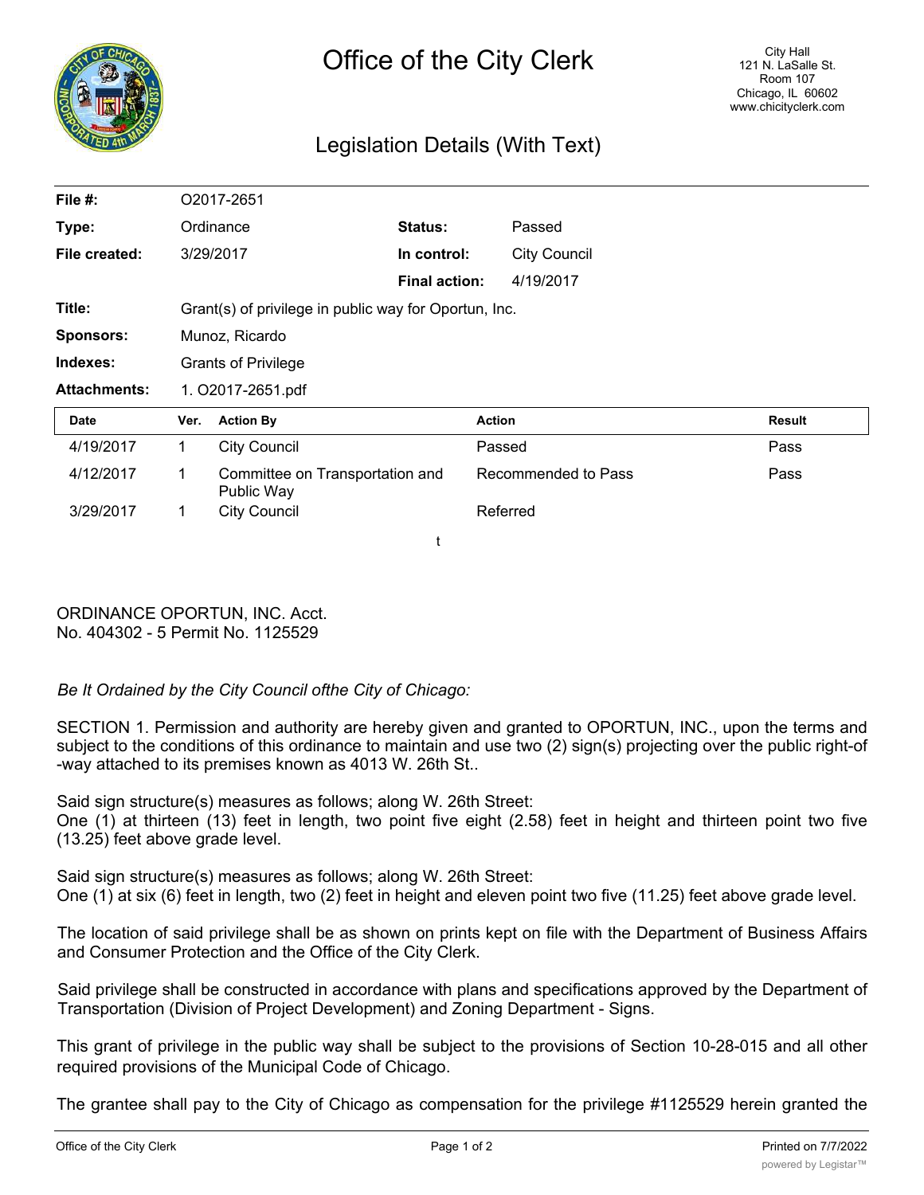# Office of the City Clerk

City Hall
121 N. LaSalle St.
Room 107
Chicago, IL 60602
www.chicityclerk.com

## Legislation Details (With Text)

| | | | |
|---|---|---|---|
| **File #:** | O2017-2651 | | |
| **Type:** | Ordinance | **Status:** | Passed |
| **File created:** | 3/29/2017 | **In control:** | City Council |
| | | **Final action:** | 4/19/2017 |
| **Title:** | Grant(s) of privilege in public way for Oportun, Inc. | | |
| **Sponsors:** | Munoz, Ricardo | | |
| **Indexes:** | Grants of Privilege | | |
| **Attachments:** | 1. O2017-2651.pdf | | |

| Date | Ver. | Action By | Action | Result |
|---|---|---|---|---|
| 4/19/2017 | 1 | City Council | Passed | Pass |
| 4/12/2017 | 1 | Committee on Transportation and Public Way | Recommended to Pass | Pass |
| 3/29/2017 | 1 | City Council | Referred | |

t

ORDINANCE OPORTUN, INC. Acct. No. 404302 - 5 Permit No. 1125529

*Be It Ordained by the City Council ofthe City of Chicago:*

SECTION 1. Permission and authority are hereby given and granted to OPORTUN, INC., upon the terms and subject to the conditions of this ordinance to maintain and use two (2) sign(s) projecting over the public right-of -way attached to its premises known as 4013 W. 26th St..

Said sign structure(s) measures as follows; along W. 26th Street:
One (1) at thirteen (13) feet in length, two point five eight (2.58) feet in height and thirteen point two five (13.25) feet above grade level.

Said sign structure(s) measures as follows; along W. 26th Street:
One (1) at six (6) feet in length, two (2) feet in height and eleven point two five (11.25) feet above grade level.

The location of said privilege shall be as shown on prints kept on file with the Department of Business Affairs and Consumer Protection and the Office of the City Clerk.

Said privilege shall be constructed in accordance with plans and specifications approved by the Department of Transportation (Division of Project Development) and Zoning Department - Signs.

This grant of privilege in the public way shall be subject to the provisions of Section 10-28-015 and all other required provisions of the Municipal Code of Chicago.

The grantee shall pay to the City of Chicago as compensation for the privilege #1125529 herein granted the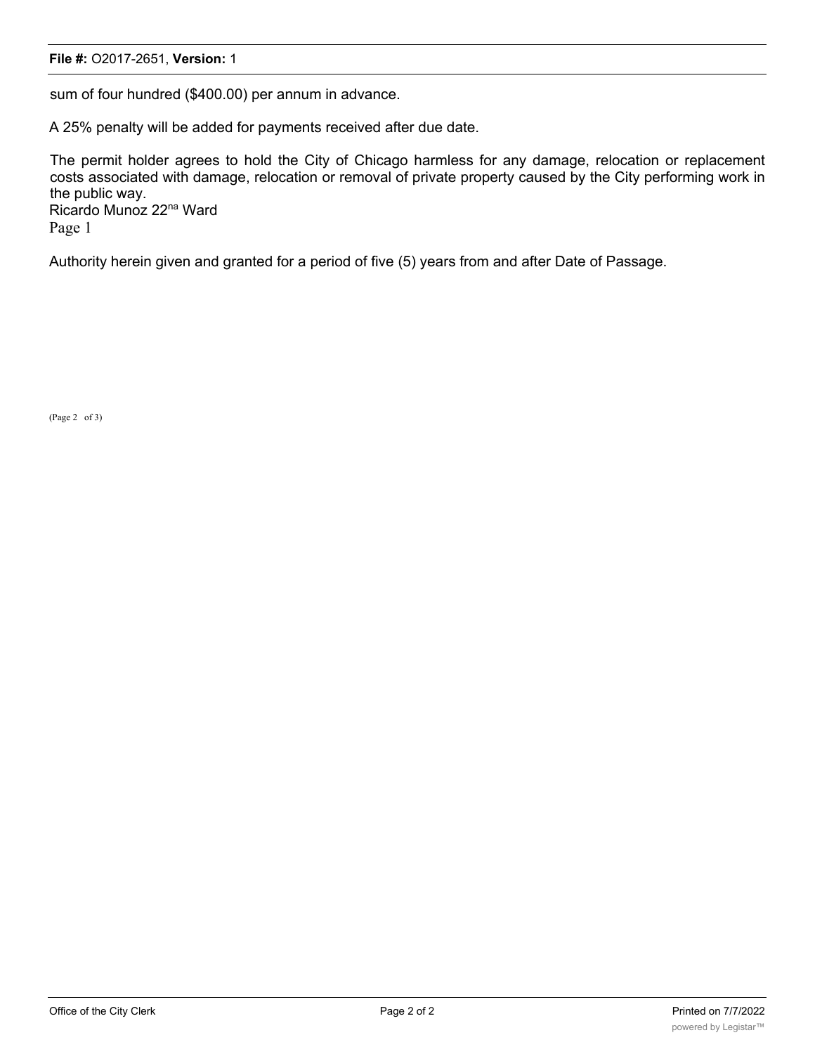sum of four hundred ($400.00) per annum in advance.

A 25% penalty will be added for payments received after due date.

The permit holder agrees to hold the City of Chicago harmless for any damage, relocation or replacement costs associated with damage, relocation or removal of private property caused by the City performing work in the public way.

Ricardo Munoz 22na Ward

Page 1

Authority herein given and granted for a period of five (5) years from and after Date of Passage.

(Page 2 of 3)